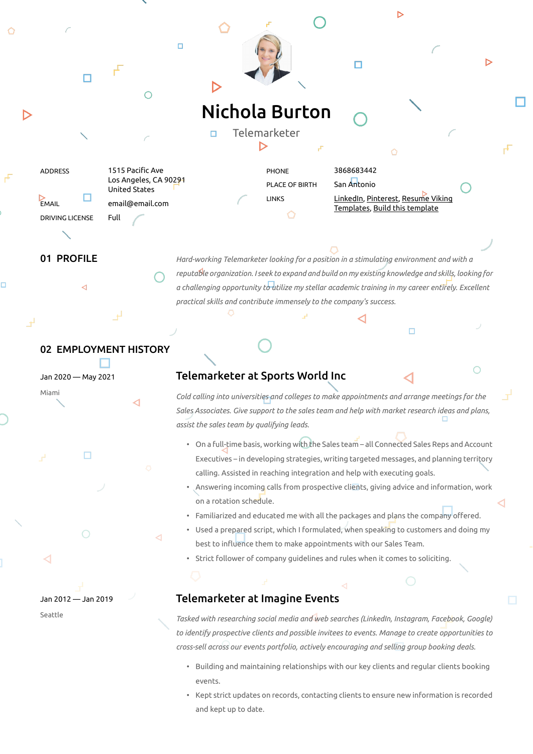# Nichola Burton

Telemarketer

| | | | |
|---|---|---|---|
| ADDRESS | 1515 Pacific Ave<br>Los Angeles, CA 90291<br>United States | PHONE | 3868683442 |
| EMAIL | email@email.com | PLACE OF BIRTH | San Antonio |
| DRIVING LICENSE | Full | LINKS | LinkedIn, Pinterest, Resume Viking Templates, Build this template |

## 01 PROFILE

*Hard-working Telemarketer looking for a position in a stimulating environment and with a reputable organization. I seek to expand and build on my existing knowledge and skills, looking for a challenging opportunity to utilize my stellar academic training in my career entirely. Excellent practical skills and contribute immensely to the company's success.*

## 02 EMPLOYMENT HISTORY

### Telemarketer at Sports World Inc

Jan 2020 — May 2021

Miami

*Cold calling into universities and colleges to make appointments and arrange meetings for the Sales Associates. Give support to the sales team and help with market research ideas and plans, assist the sales team by qualifying leads.*

- On a full-time basis, working with the Sales team – all Connected Sales Reps and Account Executives – in developing strategies, writing targeted messages, and planning territory calling. Assisted in reaching integration and help with executing goals.
- Answering incoming calls from prospective clients, giving advice and information, work on a rotation schedule.
- Familiarized and educated me with all the packages and plans the company offered.
- Used a prepared script, which I formulated, when speaking to customers and doing my best to influence them to make appointments with our Sales Team.
- Strict follower of company guidelines and rules when it comes to soliciting.

### Telemarketer at Imagine Events

Jan 2012 — Jan 2019

Seattle

*Tasked with researching social media and web searches (LinkedIn, Instagram, Facebook, Google) to identify prospective clients and possible invitees to events. Manage to create opportunities to cross-sell across our events portfolio, actively encouraging and selling group booking deals.*

- Building and maintaining relationships with our key clients and regular clients booking events.
- Kept strict updates on records, contacting clients to ensure new information is recorded and kept up to date.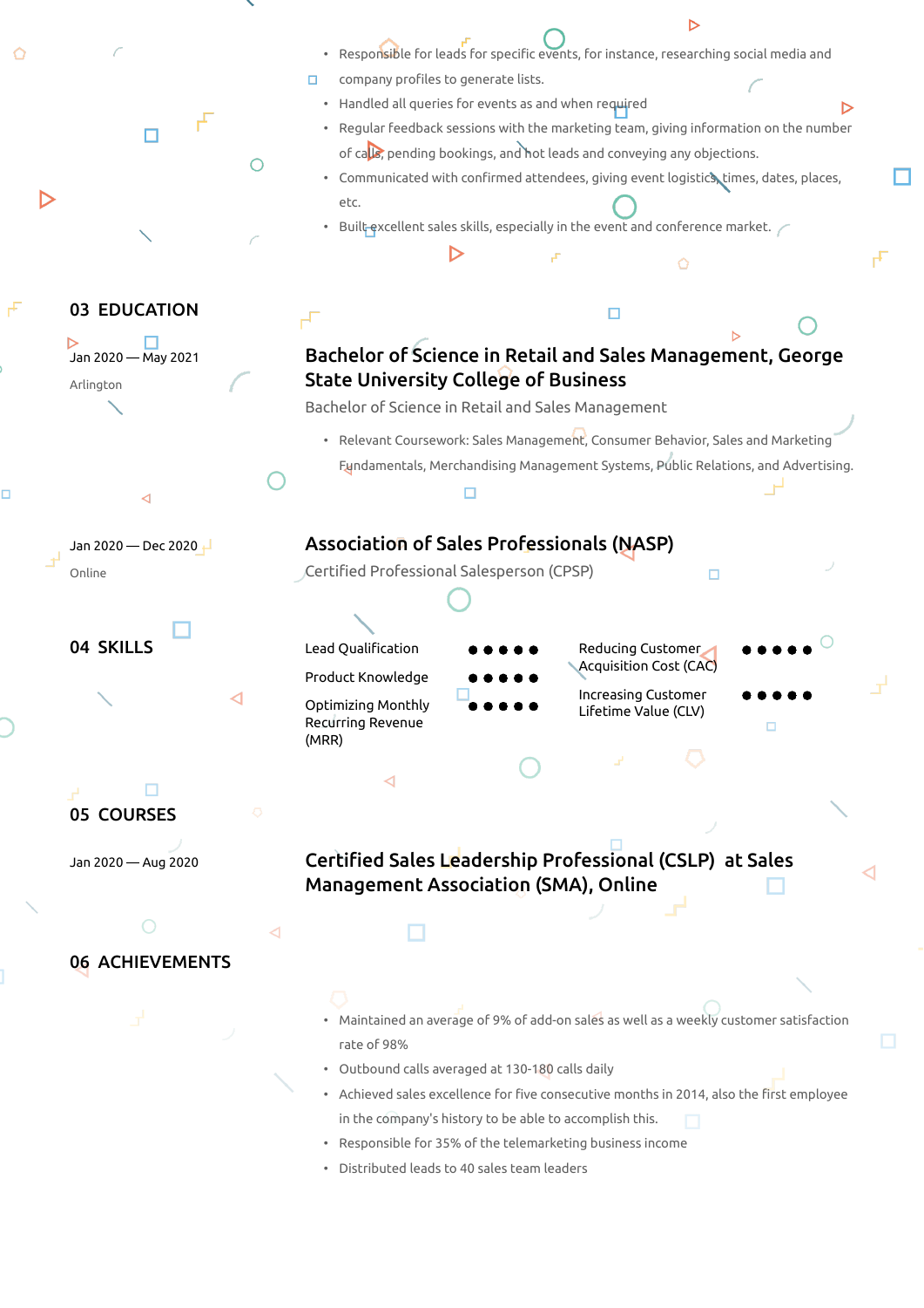- Responsible for leads for specific events, for instance, researching social media and company profiles to generate lists.
- Handled all queries for events as and when required
- Regular feedback sessions with the marketing team, giving information on the number of calls, pending bookings, and hot leads and conveying any objections.
- Communicated with confirmed attendees, giving event logistics, times, dates, places, etc.
- Built excellent sales skills, especially in the event and conference market.

## 03 EDUCATION

Jan 2020 — May 2021
Arlington

### Bachelor of Science in Retail and Sales Management, George State University College of Business

Bachelor of Science in Retail and Sales Management

- Relevant Coursework: Sales Management, Consumer Behavior, Sales and Marketing Fundamentals, Merchandising Management Systems, Public Relations, and Advertising.

Jan 2020 — Dec 2020
Online

### Association of Sales Professionals (NASP)

Certified Professional Salesperson (CPSP)

## 04 SKILLS

| Skill | Level | Skill | Level |
| --- | --- | --- | --- |
| Lead Qualification | ●●●●● | Reducing Customer Acquisition Cost (CAC) | ●●●●● |
| Product Knowledge | ●●●●● | Increasing Customer Lifetime Value (CLV) | ●●●●● |
| Optimizing Monthly Recurring Revenue (MRR) | ●●●●● | | |

## 05 COURSES

Jan 2020 — Aug 2020

### Certified Sales Leadership Professional (CSLP) at Sales Management Association (SMA), Online

## 06 ACHIEVEMENTS

- Maintained an average of 9% of add-on sales as well as a weekly customer satisfaction rate of 98%
- Outbound calls averaged at 130-180 calls daily
- Achieved sales excellence for five consecutive months in 2014, also the first employee in the company's history to be able to accomplish this.
- Responsible for 35% of the telemarketing business income
- Distributed leads to 40 sales team leaders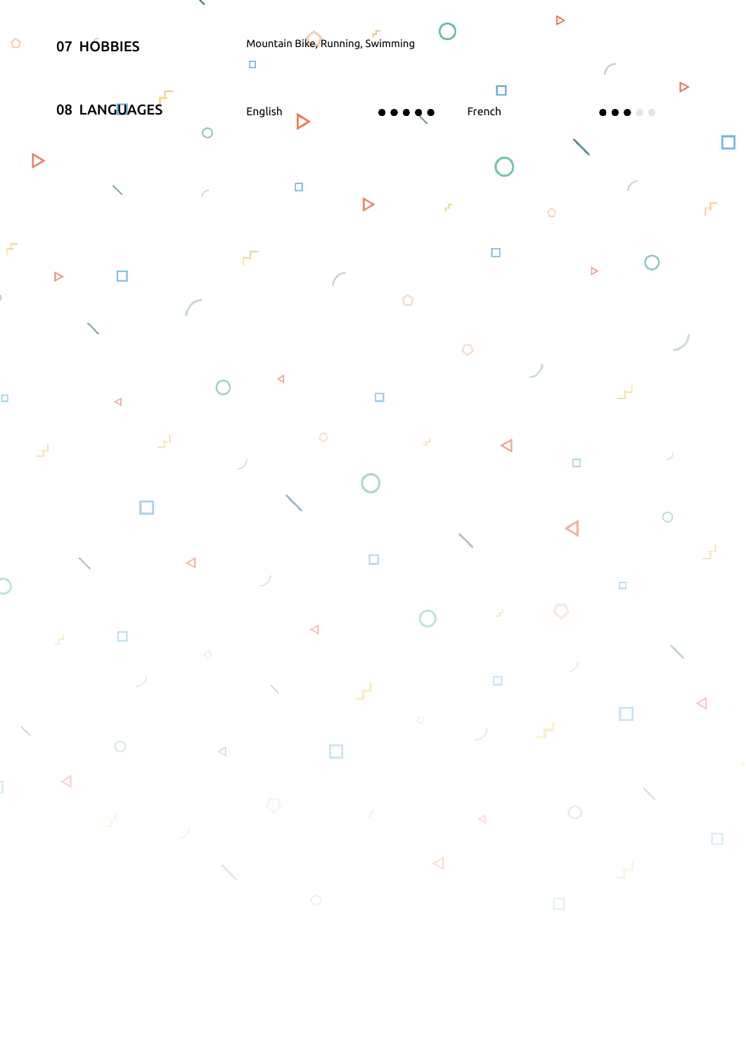## 07 HOBBIES

Mountain Bike, Running, Swimming

## 08 LANGUAGES

English ●●●●●

French ●●●○○